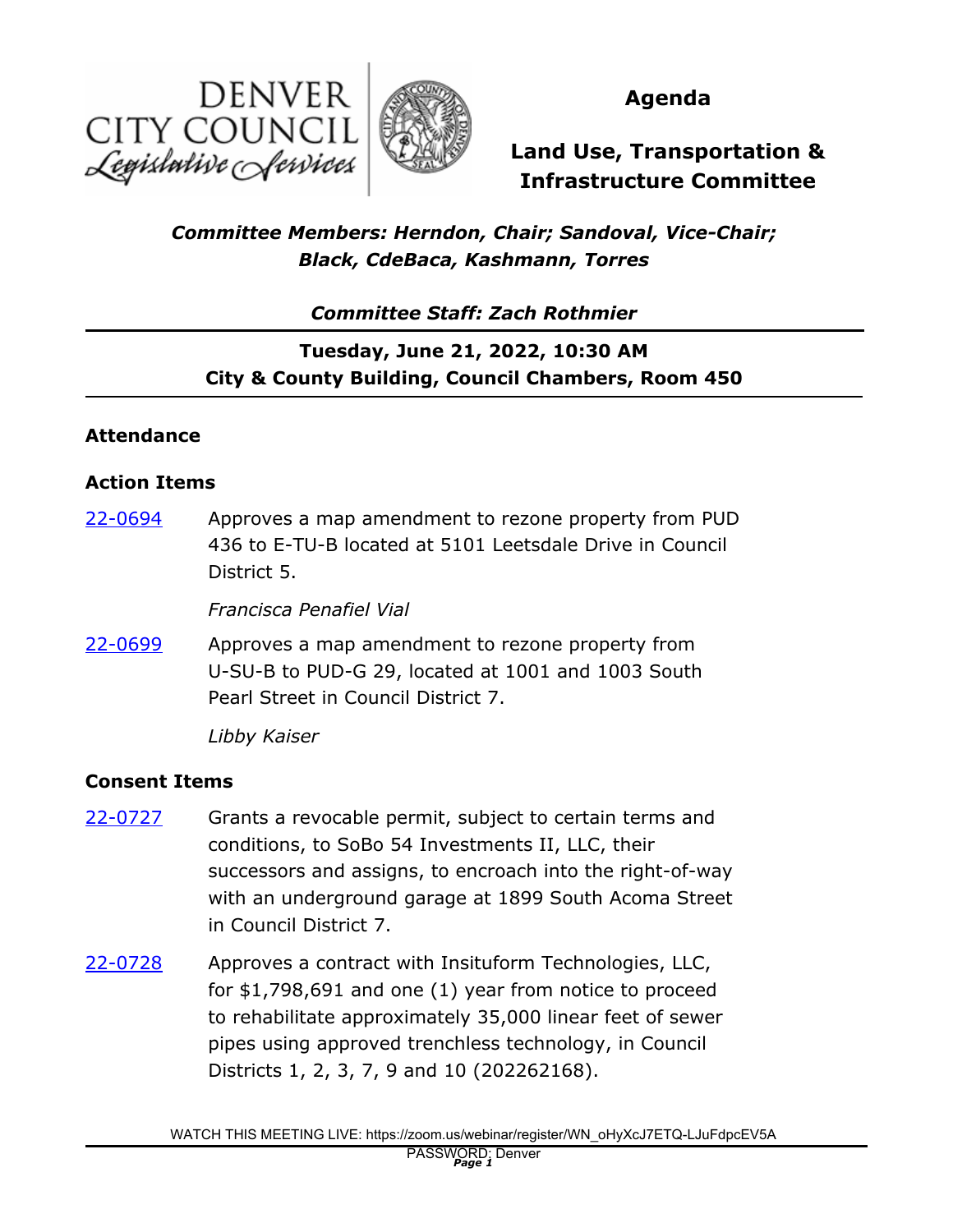DENVER CITY COUNCIL
*Legislative Services*

# Agenda

# Land Use, Transportation & Infrastructure Committee

***Committee Members: Herndon, Chair; Sandoval, Vice-Chair; Black, CdeBaca, Kashmann, Torres***

***Committee Staff: Zach Rothmier***

**Tuesday, June 21, 2022, 10:30 AM**
**City & County Building, Council Chambers, Room 450**

### Attendance

### Action Items

22-0694 Approves a map amendment to rezone property from PUD 436 to E-TU-B located at 5101 Leetsdale Drive in Council District 5.

*Francisca Penafiel Vial*

22-0699 Approves a map amendment to rezone property from U-SU-B to PUD-G 29, located at 1001 and 1003 South Pearl Street in Council District 7.

*Libby Kaiser*

### Consent Items

22-0727 Grants a revocable permit, subject to certain terms and conditions, to SoBo 54 Investments II, LLC, their successors and assigns, to encroach into the right-of-way with an underground garage at 1899 South Acoma Street in Council District 7.

22-0728 Approves a contract with Insituform Technologies, LLC, for $1,798,691 and one (1) year from notice to proceed to rehabilitate approximately 35,000 linear feet of sewer pipes using approved trenchless technology, in Council Districts 1, 2, 3, 7, 9 and 10 (202262168).

WATCH THIS MEETING LIVE: https://zoom.us/webinar/register/WN_oHyXcJ7ETQ-LJuFdpcEV5A
PASSWORD: Denver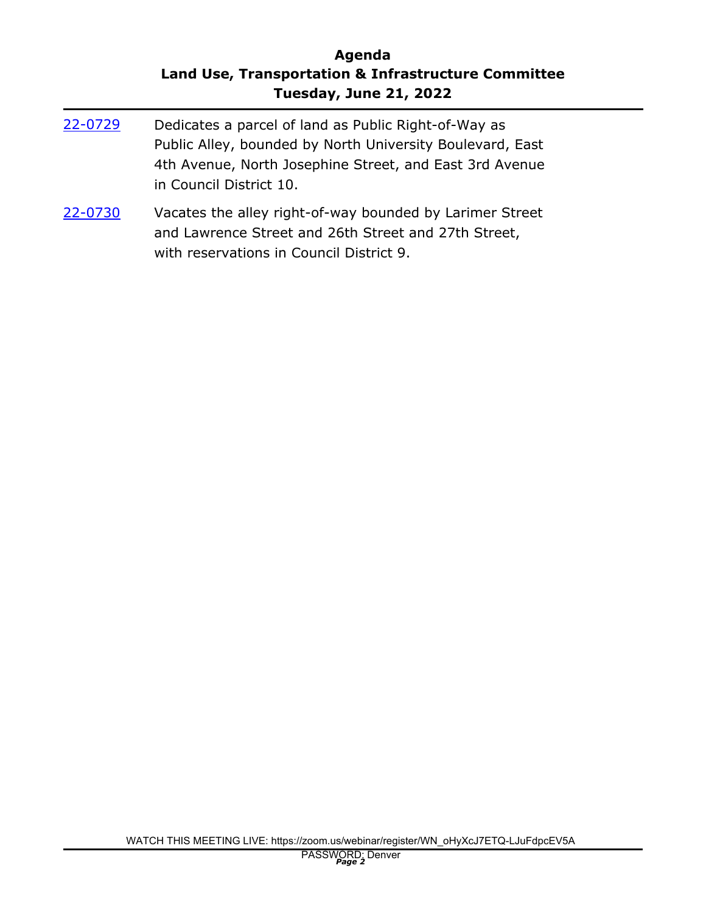22-0729 Dedicates a parcel of land as Public Right-of-Way as Public Alley, bounded by North University Boulevard, East 4th Avenue, North Josephine Street, and East 3rd Avenue in Council District 10.

22-0730 Vacates the alley right-of-way bounded by Larimer Street and Lawrence Street and 26th Street and 27th Street, with reservations in Council District 9.